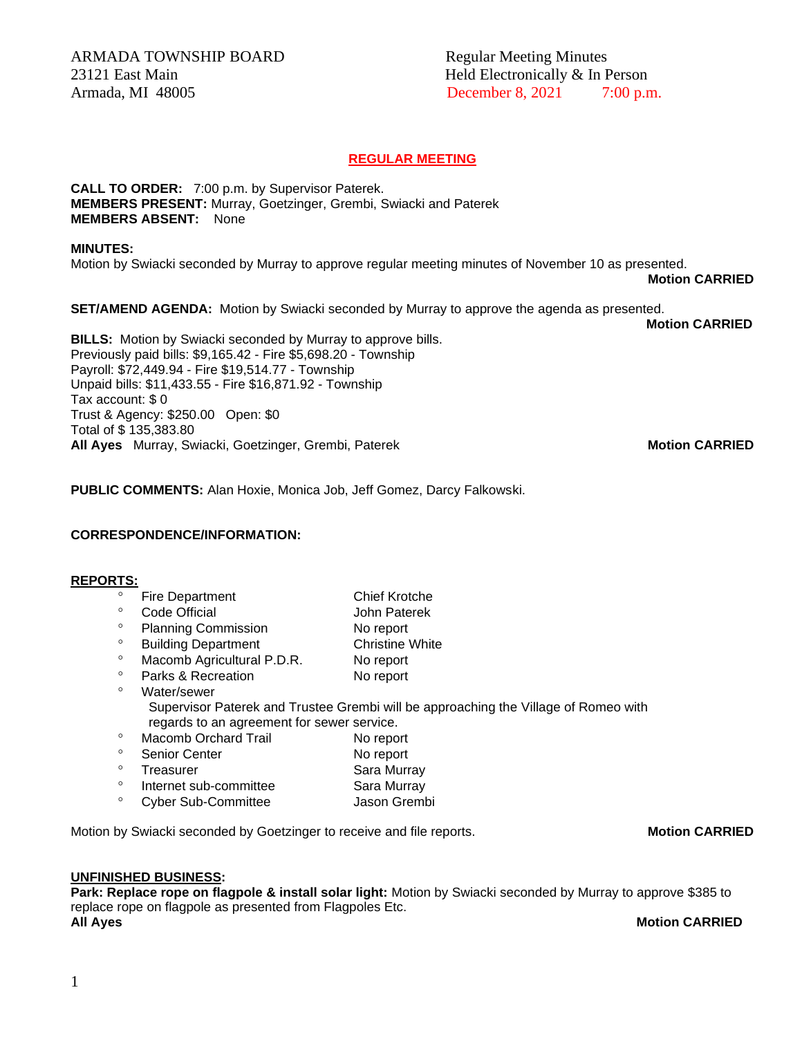ARMADA TOWNSHIP BOARD
23121 East Main
Armada, MI 48005

Regular Meeting Minutes
Held Electronically & In Person
December 8, 2021 7:00 p.m.

## REGULAR MEETING

**CALL TO ORDER:** 7:00 p.m. by Supervisor Paterek.
**MEMBERS PRESENT:** Murray, Goetzinger, Grembi, Swiacki and Paterek
**MEMBERS ABSENT:** None

**MINUTES:**
Motion by Swiacki seconded by Murray to approve regular meeting minutes of November 10 as presented.
**Motion CARRIED**

**SET/AMEND AGENDA:** Motion by Swiacki seconded by Murray to approve the agenda as presented.
**Motion CARRIED**

**BILLS:** Motion by Swiacki seconded by Murray to approve bills.
Previously paid bills: $9,165.42 - Fire $5,698.20 - Township
Payroll: $72,449.94 - Fire $19,514.77 - Township
Unpaid bills: $11,433.55 - Fire $16,871.92 - Township
Tax account: $ 0
Trust & Agency: $250.00 Open: $0
Total of $ 135,383.80
**All Ayes** Murray, Swiacki, Goetzinger, Grembi, Paterek **Motion CARRIED**

**PUBLIC COMMENTS:** Alan Hoxie, Monica Job, Jeff Gomez, Darcy Falkowski.

**CORRESPONDENCE/INFORMATION:**

**REPORTS:**

- Fire Department — Chief Krotche
- Code Official — John Paterek
- Planning Commission — No report
- Building Department — Christine White
- Macomb Agricultural P.D.R. — No report
- Parks & Recreation — No report
- Water/sewer
  Supervisor Paterek and Trustee Grembi will be approaching the Village of Romeo with regards to an agreement for sewer service.
- Macomb Orchard Trail — No report
- Senior Center — No report
- Treasurer — Sara Murray
- Internet sub-committee — Sara Murray
- Cyber Sub-Committee — Jason Grembi

Motion by Swiacki seconded by Goetzinger to receive and file reports. **Motion CARRIED**

**UNFINISHED BUSINESS:**
**Park: Replace rope on flagpole & install solar light:** Motion by Swiacki seconded by Murray to approve $385 to replace rope on flagpole as presented from Flagpoles Etc.
**All Ayes** **Motion CARRIED**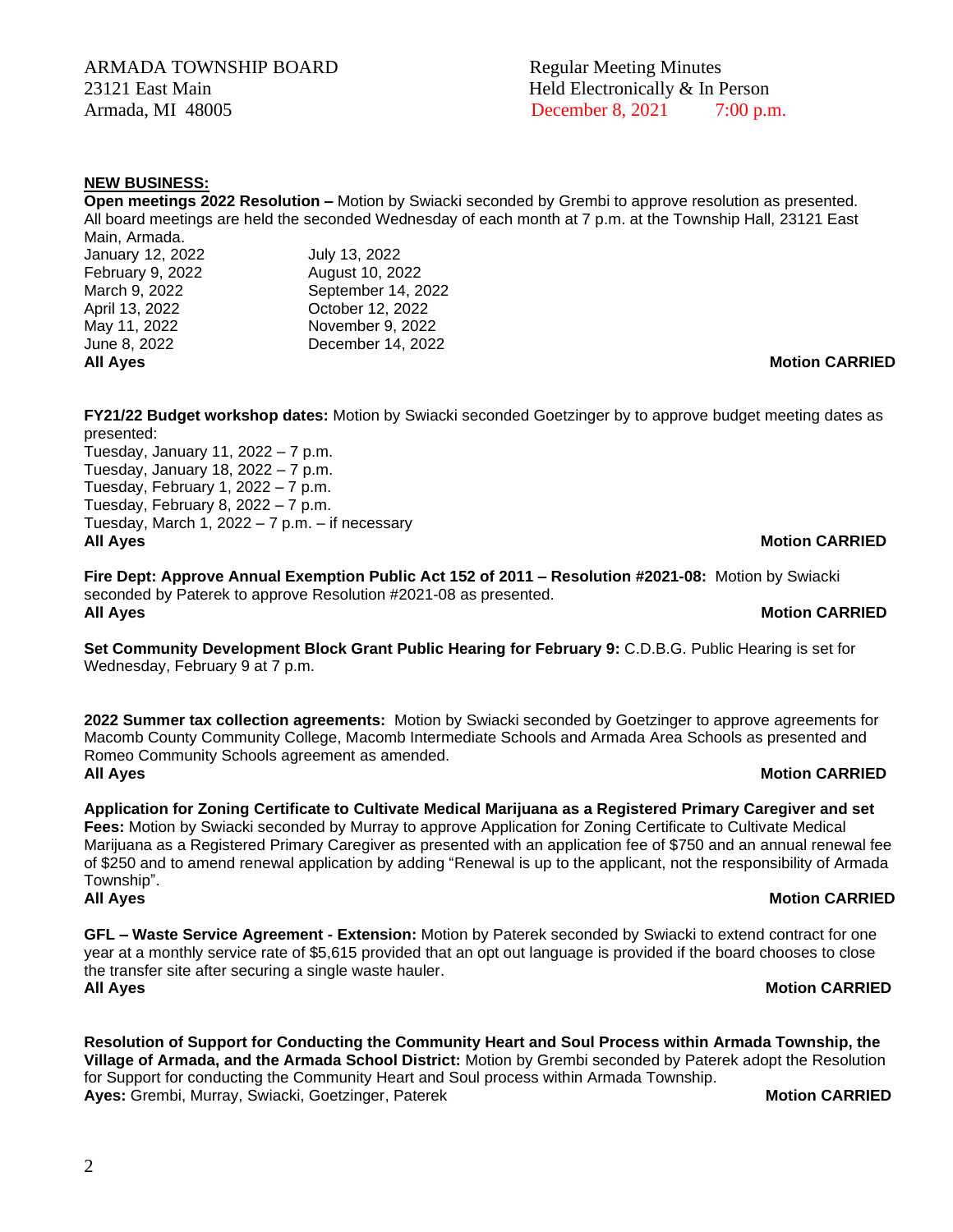ARMADA TOWNSHIP BOARD
23121 East Main
Armada, MI 48005

Regular Meeting Minutes
Held Electronically & In Person
December 8, 2021 7:00 p.m.

**NEW BUSINESS:**

**Open meetings 2022 Resolution –** Motion by Swiacki seconded by Grembi to approve resolution as presented. All board meetings are held the seconded Wednesday of each month at 7 p.m. at the Township Hall, 23121 East Main, Armada.

| | |
|---|---|
| January 12, 2022 | July 13, 2022 |
| February 9, 2022 | August 10, 2022 |
| March 9, 2022 | September 14, 2022 |
| April 13, 2022 | October 12, 2022 |
| May 11, 2022 | November 9, 2022 |
| June 8, 2022 | December 14, 2022 |

**All Ayes** **Motion CARRIED**

**FY21/22 Budget workshop dates:** Motion by Swiacki seconded Goetzinger by to approve budget meeting dates as presented:
Tuesday, January 11, 2022 – 7 p.m.
Tuesday, January 18, 2022 – 7 p.m.
Tuesday, February 1, 2022 – 7 p.m.
Tuesday, February 8, 2022 – 7 p.m.
Tuesday, March 1, 2022 – 7 p.m. – if necessary
**All Ayes** **Motion CARRIED**

**Fire Dept: Approve Annual Exemption Public Act 152 of 2011 – Resolution #2021-08:** Motion by Swiacki seconded by Paterek to approve Resolution #2021-08 as presented.
**All Ayes** **Motion CARRIED**

**Set Community Development Block Grant Public Hearing for February 9:** C.D.B.G. Public Hearing is set for Wednesday, February 9 at 7 p.m.

**2022 Summer tax collection agreements:** Motion by Swiacki seconded by Goetzinger to approve agreements for Macomb County Community College, Macomb Intermediate Schools and Armada Area Schools as presented and Romeo Community Schools agreement as amended.
**All Ayes** **Motion CARRIED**

**Application for Zoning Certificate to Cultivate Medical Marijuana as a Registered Primary Caregiver and set Fees:** Motion by Swiacki seconded by Murray to approve Application for Zoning Certificate to Cultivate Medical Marijuana as a Registered Primary Caregiver as presented with an application fee of $750 and an annual renewal fee of $250 and to amend renewal application by adding "Renewal is up to the applicant, not the responsibility of Armada Township".
**All Ayes** **Motion CARRIED**

**GFL – Waste Service Agreement - Extension:** Motion by Paterek seconded by Swiacki to extend contract for one year at a monthly service rate of $5,615 provided that an opt out language is provided if the board chooses to close the transfer site after securing a single waste hauler.
**All Ayes** **Motion CARRIED**

**Resolution of Support for Conducting the Community Heart and Soul Process within Armada Township, the Village of Armada, and the Armada School District:** Motion by Grembi seconded by Paterek adopt the Resolution for Support for conducting the Community Heart and Soul process within Armada Township.
**Ayes:** Grembi, Murray, Swiacki, Goetzinger, Paterek **Motion CARRIED**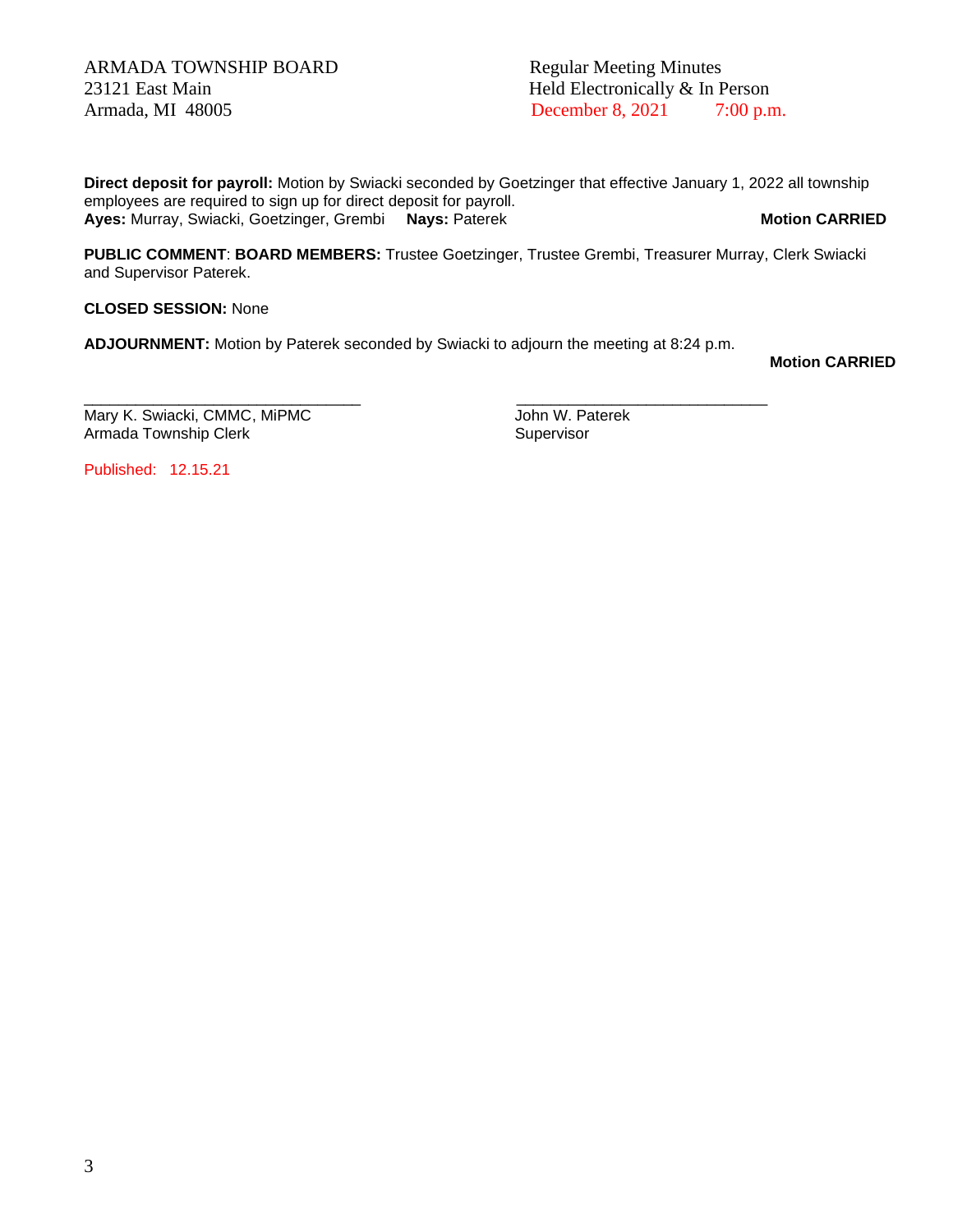ARMADA TOWNSHIP BOARD
23121 East Main
Armada, MI 48005

Regular Meeting Minutes
Held Electronically & In Person
December 8, 2021 7:00 p.m.

**Direct deposit for payroll:** Motion by Swiacki seconded by Goetzinger that effective January 1, 2022 all township employees are required to sign up for direct deposit for payroll.
**Ayes:** Murray, Swiacki, Goetzinger, Grembi **Nays:** Paterek **Motion CARRIED**

**PUBLIC COMMENT**: **BOARD MEMBERS:** Trustee Goetzinger, Trustee Grembi, Treasurer Murray, Clerk Swiacki and Supervisor Paterek.

**CLOSED SESSION:** None

**ADJOURNMENT:** Motion by Paterek seconded by Swiacki to adjourn the meeting at 8:24 p.m.
**Motion CARRIED**

_______________________________
Mary K. Swiacki, CMMC, MiPMC
Armada Township Clerk

_______________________________
John W. Paterek
Supervisor

Published: 12.15.21